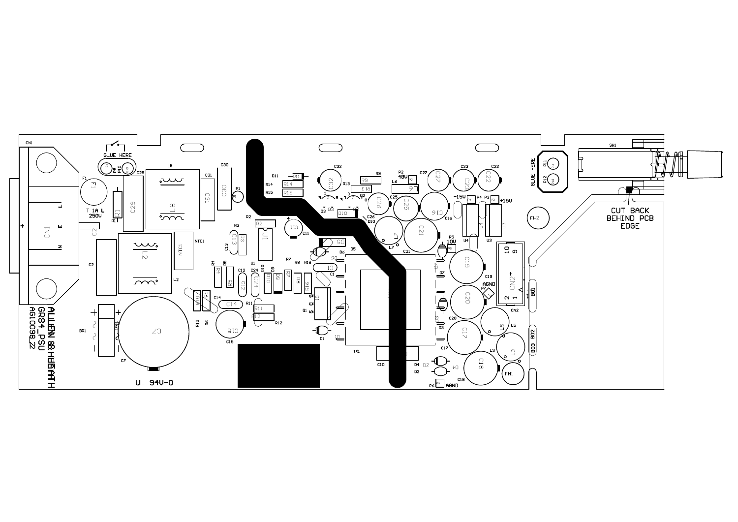CN1

GLUE HERE

L8

C30

F1

C29

C31

T 1A L
250V

R1

C2

L2

NTC1

BR1

C7

UL 94V-0

ALLEN & HEATH
GR84_PSU
AG10098_22

GLUE HERE

SW1

CUT BACK
BEHIND PCB
EDGE

48V

-15V

+15V

10V

AGND

CN2

BO1

BO2

BO3

FH1

FH2

TX1

AGND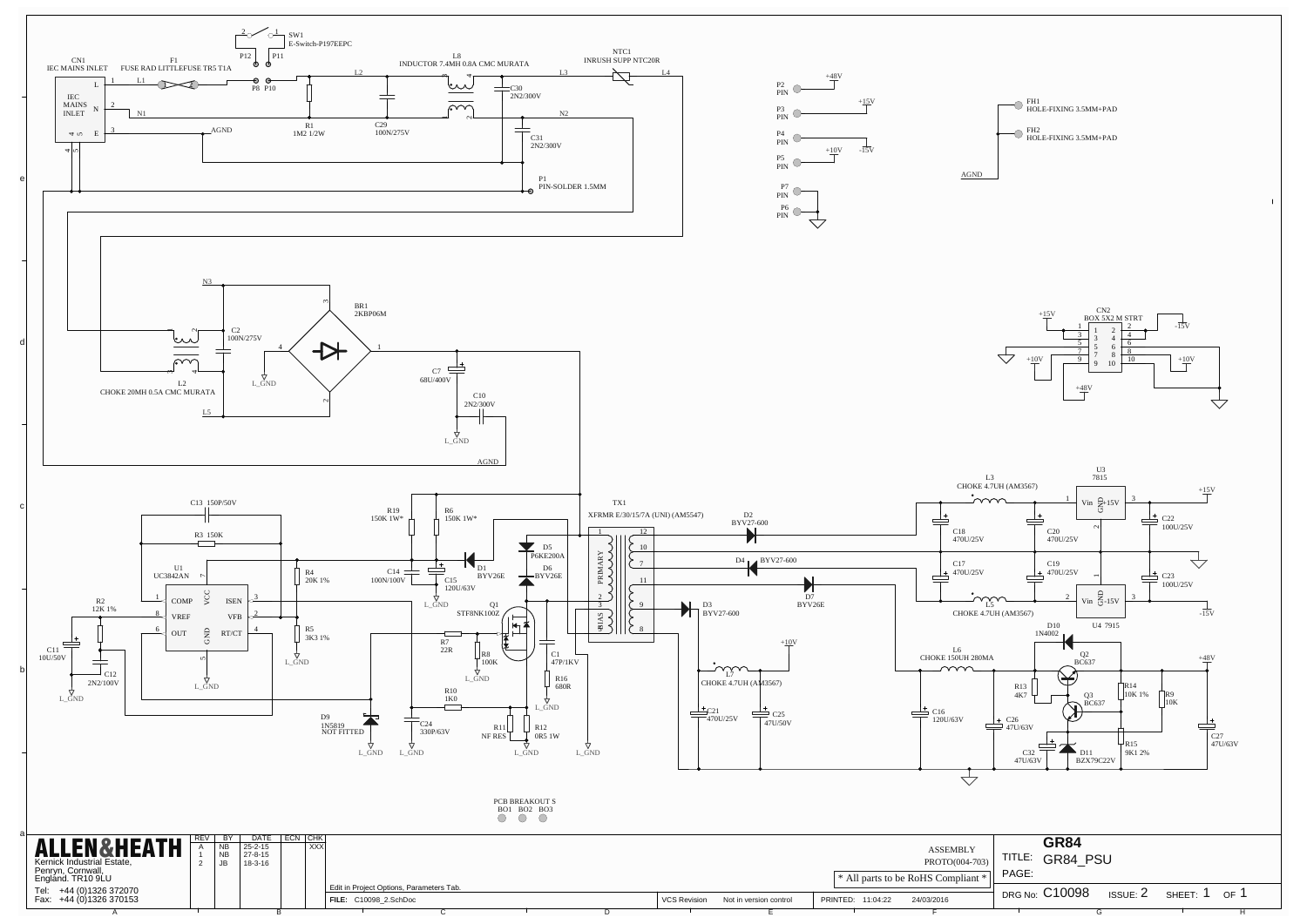CN1
IEC MAINS INLET

F1
FUSE RAD LITTLEFUSE TR5 T1A

SW1
E-Switch-P197EEPC

P12 P11
P8 P10

L8
INDUCTOR 7.4MH 0.8A CMC MURATA

NTC1
INRUSH SUPP NTC20R

L1 L2 L3 L4
N1 N2
AGND

R1
1M2 1/2W

C29
100N/275V

C30
2N2/300V

C31
2N2/300V

P1
PIN-SOLDER 1.5MM

N3

L2
CHOKE 20MH 0.5A CMC MURATA

C2
100N/275V

BR1
2KBP06M

L_GND

C7
68U/400V

C10
2N2/300V

L5

AGND

P2 PIN +48V
P3 PIN +15V
P4 PIN -15V
P5 PIN +10V
P7 PIN
P6 PIN

FH1
HOLE-FIXING 3.5MM+PAD

FH2
HOLE-FIXING 3.5MM+PAD

AGND

CN2
BOX 5X2 M STRT

+15V -15V +10V +10V +48V

C13 150P/50V

R3 150K

U1
UC3842AN

COMP VCC ISEN
VREF VFB
OUT GND RT/CT

R2
12K 1%

C11
10U/50V

C12
2N2/100V

R4
20K 1%

R5
3K3 1%

R19
150K 1W*

R6
150K 1W*

C14
100N/100V

C15
120U/63V

D1
BYV26E

D5
P6KE200A

D6
BYV26E

Q1
STF8NK100Z

R7
22R

R8
100K

R10
1K0

C24
330P/63V

R11
NF RES

R12
0R5 1W

C1
47P/1KV

R16
680R

D9
1N5819
NOT FITTED

TX1
XFRMR E/30/15/7A (UNI) (AM5547)

PRIMARY
BIAS

D2
BYV27-600

D4
BYV27-600

D7
BYV26E

D3
BYV27-600

L3
CHOKE 4.7UH (AM3567)

U3
7815

C18
470U/25V

C20
470U/25V

C22
100U/25V

C17
470U/25V

C19
470U/25V

C23
100U/25V

L5
CHOKE 4.7UH (AM3567)

U4 7915

+15V
-15V

+10V

L7
CHOKE 4.7UH (AM3567)

C21
470U/25V

C25
47U/50V

L6
CHOKE 150UH 280MA

C16
120U/63V

D10
1N4002

Q2
BC637

Q3
BC637

R13
4K7

R14
10K 1%

R9
10K

R15
9K1 2%

C26
47U/63V

C32
47U/63V

D11
BZX79C22V

C27
47U/63V

+48V

PCB BREAKOUT S
BO1 BO2 BO3

**ALLEN&HEATH**
Kernick Industrial Estate,
Penryn, Cornwall,
England. TR10 9LU
Tel: +44 (0)1326 372070
Fax: +44 (0)1326 370153

| REV | BY | DATE | ECN | CHK |
|---|---|---|---|---|
| A | NB | 25-2-15 | | XXX |
| 1 | NB | 27-8-15 | | |
| 2 | JB | 18-3-16 | | |

Edit in Project Options, Parameters Tab.

ASSEMBLY
PROTO(004-703)

* All parts to be RoHS Compliant *

TITLE: **GR84**
GR84_PSU

PAGE:

FILE: C10098_2.SchDoc | VCS Revision: Not in version control | PRINTED: 11:04:22 24/03/2016

DRG No: C10098 ISSUE: 2 SHEET: 1 OF 1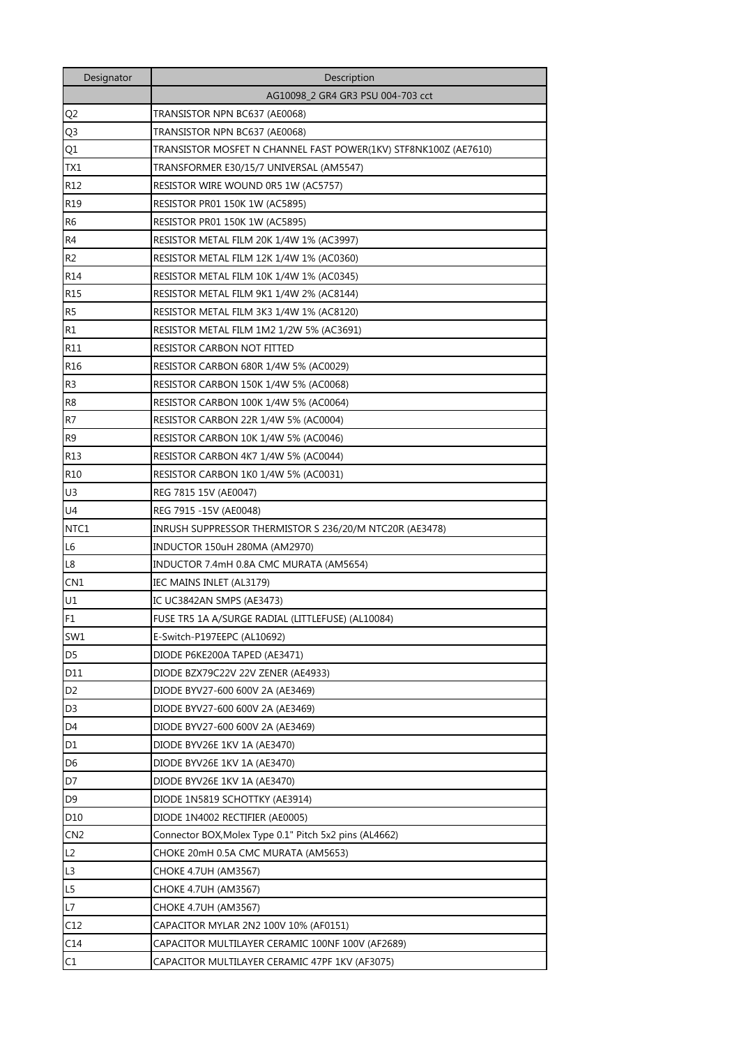| Designator | Description |
| --- | --- |
| | AG10098_2 GR4 GR3 PSU 004-703 cct |
| Q2 | TRANSISTOR NPN BC637 (AE0068) |
| Q3 | TRANSISTOR NPN BC637 (AE0068) |
| Q1 | TRANSISTOR MOSFET N CHANNEL FAST POWER(1KV) STF8NK100Z (AE7610) |
| TX1 | TRANSFORMER E30/15/7 UNIVERSAL (AM5547) |
| R12 | RESISTOR WIRE WOUND 0R5 1W (AC5757) |
| R19 | RESISTOR PR01 150K 1W (AC5895) |
| R6 | RESISTOR PR01 150K 1W (AC5895) |
| R4 | RESISTOR METAL FILM 20K 1/4W 1% (AC3997) |
| R2 | RESISTOR METAL FILM 12K 1/4W 1% (AC0360) |
| R14 | RESISTOR METAL FILM 10K 1/4W 1% (AC0345) |
| R15 | RESISTOR METAL FILM 9K1 1/4W 2% (AC8144) |
| R5 | RESISTOR METAL FILM 3K3 1/4W 1% (AC8120) |
| R1 | RESISTOR METAL FILM 1M2 1/2W 5% (AC3691) |
| R11 | RESISTOR CARBON NOT FITTED |
| R16 | RESISTOR CARBON 680R 1/4W 5% (AC0029) |
| R3 | RESISTOR CARBON 150K 1/4W 5% (AC0068) |
| R8 | RESISTOR CARBON 100K 1/4W 5% (AC0064) |
| R7 | RESISTOR CARBON 22R 1/4W 5% (AC0004) |
| R9 | RESISTOR CARBON 10K 1/4W 5% (AC0046) |
| R13 | RESISTOR CARBON 4K7 1/4W 5% (AC0044) |
| R10 | RESISTOR CARBON 1K0 1/4W 5% (AC0031) |
| U3 | REG 7815 15V (AE0047) |
| U4 | REG 7915 -15V (AE0048) |
| NTC1 | INRUSH SUPPRESSOR THERMISTOR S 236/20/M NTC20R (AE3478) |
| L6 | INDUCTOR 150uH 280MA (AM2970) |
| L8 | INDUCTOR 7.4mH 0.8A CMC MURATA (AM5654) |
| CN1 | IEC MAINS INLET (AL3179) |
| U1 | IC UC3842AN SMPS (AE3473) |
| F1 | FUSE TR5 1A A/SURGE RADIAL (LITTLEFUSE) (AL10084) |
| SW1 | E-Switch-P197EEPC (AL10692) |
| D5 | DIODE P6KE200A TAPED (AE3471) |
| D11 | DIODE BZX79C22V 22V ZENER (AE4933) |
| D2 | DIODE BYV27-600 600V 2A (AE3469) |
| D3 | DIODE BYV27-600 600V 2A (AE3469) |
| D4 | DIODE BYV27-600 600V 2A (AE3469) |
| D1 | DIODE BYV26E 1KV 1A (AE3470) |
| D6 | DIODE BYV26E 1KV 1A (AE3470) |
| D7 | DIODE BYV26E 1KV 1A (AE3470) |
| D9 | DIODE 1N5819 SCHOTTKY (AE3914) |
| D10 | DIODE 1N4002 RECTIFIER (AE0005) |
| CN2 | Connector BOX,Molex Type 0.1" Pitch 5x2 pins (AL4662) |
| L2 | CHOKE 20mH 0.5A CMC MURATA (AM5653) |
| L3 | CHOKE 4.7UH (AM3567) |
| L5 | CHOKE 4.7UH (AM3567) |
| L7 | CHOKE 4.7UH (AM3567) |
| C12 | CAPACITOR MYLAR 2N2 100V 10% (AF0151) |
| C14 | CAPACITOR MULTILAYER CERAMIC 100NF 100V (AF2689) |
| C1 | CAPACITOR MULTILAYER CERAMIC 47PF 1KV (AF3075) |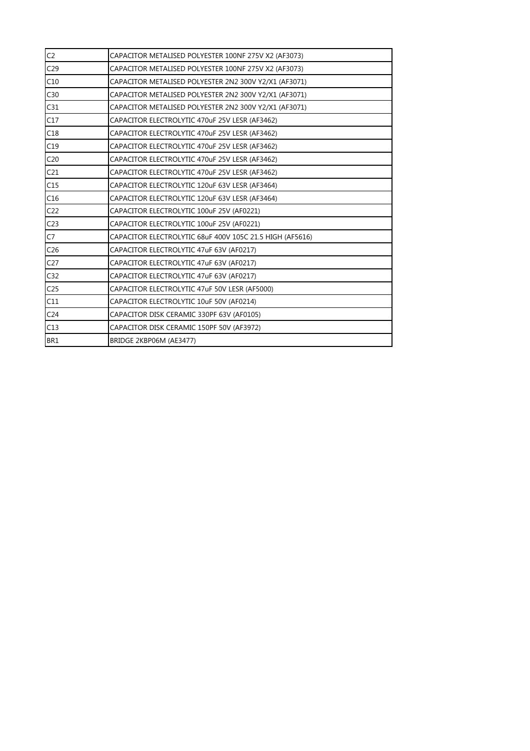| | |
|---|---|
| C2 | CAPACITOR METALISED POLYESTER 100NF 275V X2 (AF3073) |
| C29 | CAPACITOR METALISED POLYESTER 100NF 275V X2 (AF3073) |
| C10 | CAPACITOR METALISED POLYESTER 2N2 300V Y2/X1 (AF3071) |
| C30 | CAPACITOR METALISED POLYESTER 2N2 300V Y2/X1 (AF3071) |
| C31 | CAPACITOR METALISED POLYESTER 2N2 300V Y2/X1 (AF3071) |
| C17 | CAPACITOR ELECTROLYTIC 470uF 25V LESR (AF3462) |
| C18 | CAPACITOR ELECTROLYTIC 470uF 25V LESR (AF3462) |
| C19 | CAPACITOR ELECTROLYTIC 470uF 25V LESR (AF3462) |
| C20 | CAPACITOR ELECTROLYTIC 470uF 25V LESR (AF3462) |
| C21 | CAPACITOR ELECTROLYTIC 470uF 25V LESR (AF3462) |
| C15 | CAPACITOR ELECTROLYTIC 120uF 63V LESR (AF3464) |
| C16 | CAPACITOR ELECTROLYTIC 120uF 63V LESR (AF3464) |
| C22 | CAPACITOR ELECTROLYTIC 100uF 25V (AF0221) |
| C23 | CAPACITOR ELECTROLYTIC 100uF 25V (AF0221) |
| C7 | CAPACITOR ELECTROLYTIC 68uF 400V 105C 21.5 HIGH (AF5616) |
| C26 | CAPACITOR ELECTROLYTIC 47uF 63V (AF0217) |
| C27 | CAPACITOR ELECTROLYTIC 47uF 63V (AF0217) |
| C32 | CAPACITOR ELECTROLYTIC 47uF 63V (AF0217) |
| C25 | CAPACITOR ELECTROLYTIC 47uF 50V LESR (AF5000) |
| C11 | CAPACITOR ELECTROLYTIC 10uF 50V (AF0214) |
| C24 | CAPACITOR DISK CERAMIC 330PF 63V (AF0105) |
| C13 | CAPACITOR DISK CERAMIC 150PF 50V (AF3972) |
| BR1 | BRIDGE 2KBP06M (AE3477) |